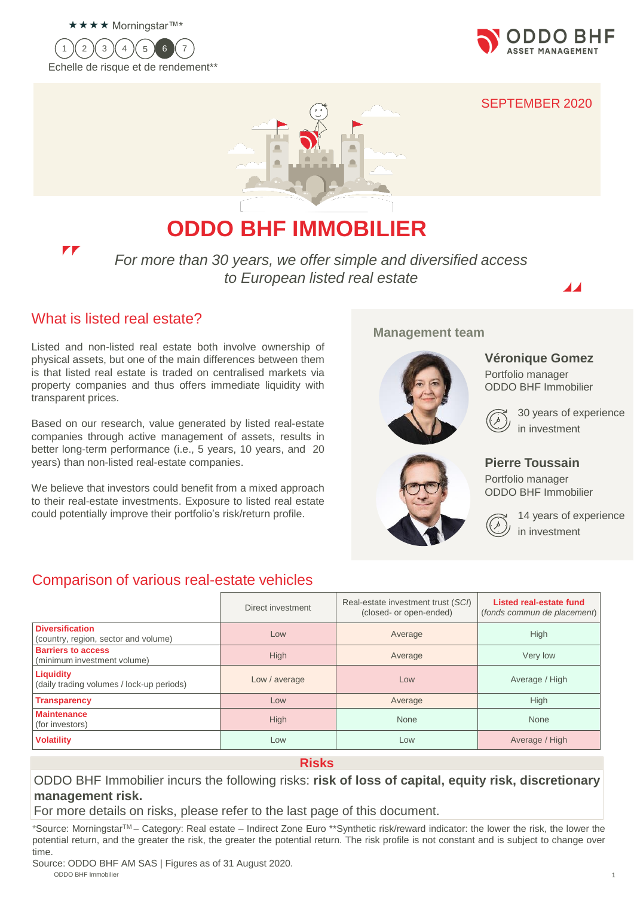★★★★ Morningstar™*

1 2 3 4 5 **6** 7

Echelle de risque et de rendement**

ODDO BHF ASSET MANAGEMENT

SEPTEMBER 2020

# ODDO BHF IMMOBILIER

*For more than 30 years, we offer simple and diversified access to European listed real estate*

## What is listed real estate?

Listed and non-listed real estate both involve ownership of physical assets, but one of the main differences between them is that listed real estate is traded on centralised markets via property companies and thus offers immediate liquidity with transparent prices.

Based on our research, value generated by listed real-estate companies through active management of assets, results in better long-term performance (i.e., 5 years, 10 years, and 20 years) than non-listed real-estate companies.

We believe that investors could benefit from a mixed approach to their real-estate investments. Exposure to listed real estate could potentially improve their portfolio's risk/return profile.

### Management team

**Véronique Gomez**
Portfolio manager
ODDO BHF Immobilier

30 years of experience in investment

**Pierre Toussain**
Portfolio manager
ODDO BHF Immobilier

14 years of experience in investment

## Comparison of various real-estate vehicles

| | Direct investment | Real-estate investment trust (*SCI*) (closed- or open-ended) | **Listed real-estate fund** (*fonds commun de placement*) |
|---|---|---|---|
| **Diversification** (country, region, sector and volume) | Low | Average | High |
| **Barriers to access** (minimum investment volume) | High | Average | Very low |
| **Liquidity** (daily trading volumes / lock-up periods) | Low / average | Low | Average / High |
| **Transparency** | Low | Average | High |
| **Maintenance** (for investors) | High | None | None |
| **Volatility** | Low | Low | Average / High |

**Risks**

ODDO BHF Immobilier incurs the following risks: **risk of loss of capital, equity risk, discretionary management risk.**

For more details on risks, please refer to the last page of this document.

*Source: Morningstar™ – Category: Real estate – Indirect Zone Euro **Synthetic risk/reward indicator: the lower the risk, the lower the potential return, and the greater the risk, the greater the potential return. The risk profile is not constant and is subject to change over time.

Source: ODDO BHF AM SAS | Figures as of 31 August 2020.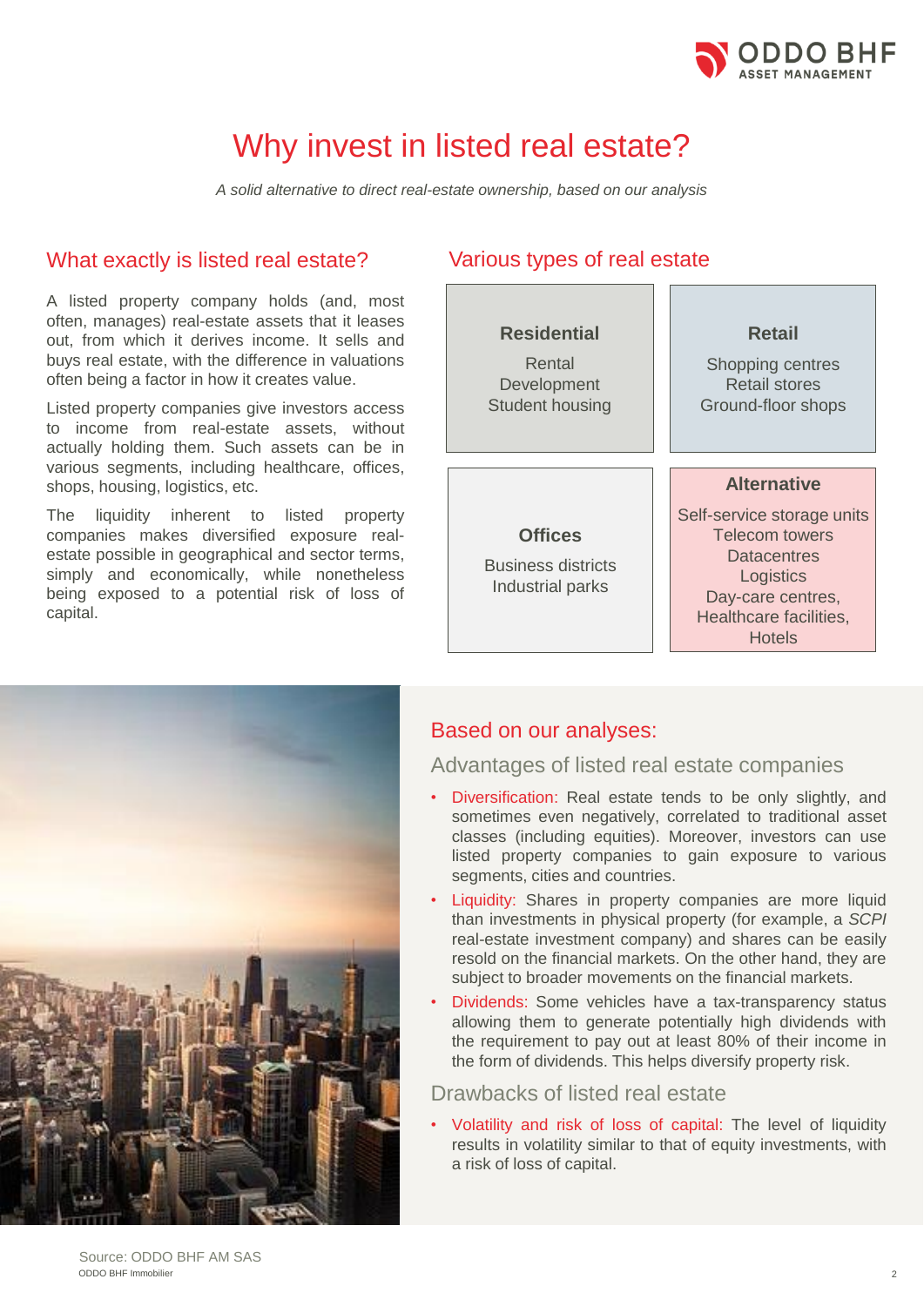# Why invest in listed real estate?

*A solid alternative to direct real-estate ownership, based on our analysis*

## What exactly is listed real estate?

A listed property company holds (and, most often, manages) real-estate assets that it leases out, from which it derives income. It sells and buys real estate, with the difference in valuations often being a factor in how it creates value.

Listed property companies give investors access to income from real-estate assets, without actually holding them. Such assets can be in various segments, including healthcare, offices, shops, housing, logistics, etc.

The liquidity inherent to listed property companies makes diversified exposure real-estate possible in geographical and sector terms, simply and economically, while nonetheless being exposed to a potential risk of loss of capital.

## Various types of real estate

**Residential**

Rental
Development
Student housing

**Retail**

Shopping centres
Retail stores
Ground-floor shops

**Offices**

Business districts
Industrial parks

**Alternative**

Self-service storage units
Telecom towers
Datacentres
Logistics
Day-care centres,
Healthcare facilities,
Hotels

## Based on our analyses:

### Advantages of listed real estate companies

- Diversification: Real estate tends to be only slightly, and sometimes even negatively, correlated to traditional asset classes (including equities). Moreover, investors can use listed property companies to gain exposure to various segments, cities and countries.
- Liquidity: Shares in property companies are more liquid than investments in physical property (for example, a *SCPI* real-estate investment company) and shares can be easily resold on the financial markets. On the other hand, they are subject to broader movements on the financial markets.
- Dividends: Some vehicles have a tax-transparency status allowing them to generate potentially high dividends with the requirement to pay out at least 80% of their income in the form of dividends. This helps diversify property risk.

### Drawbacks of listed real estate

- Volatility and risk of loss of capital: The level of liquidity results in volatility similar to that of equity investments, with a risk of loss of capital.

Source: ODDO BHF AM SAS

ODDO BHF Immobilier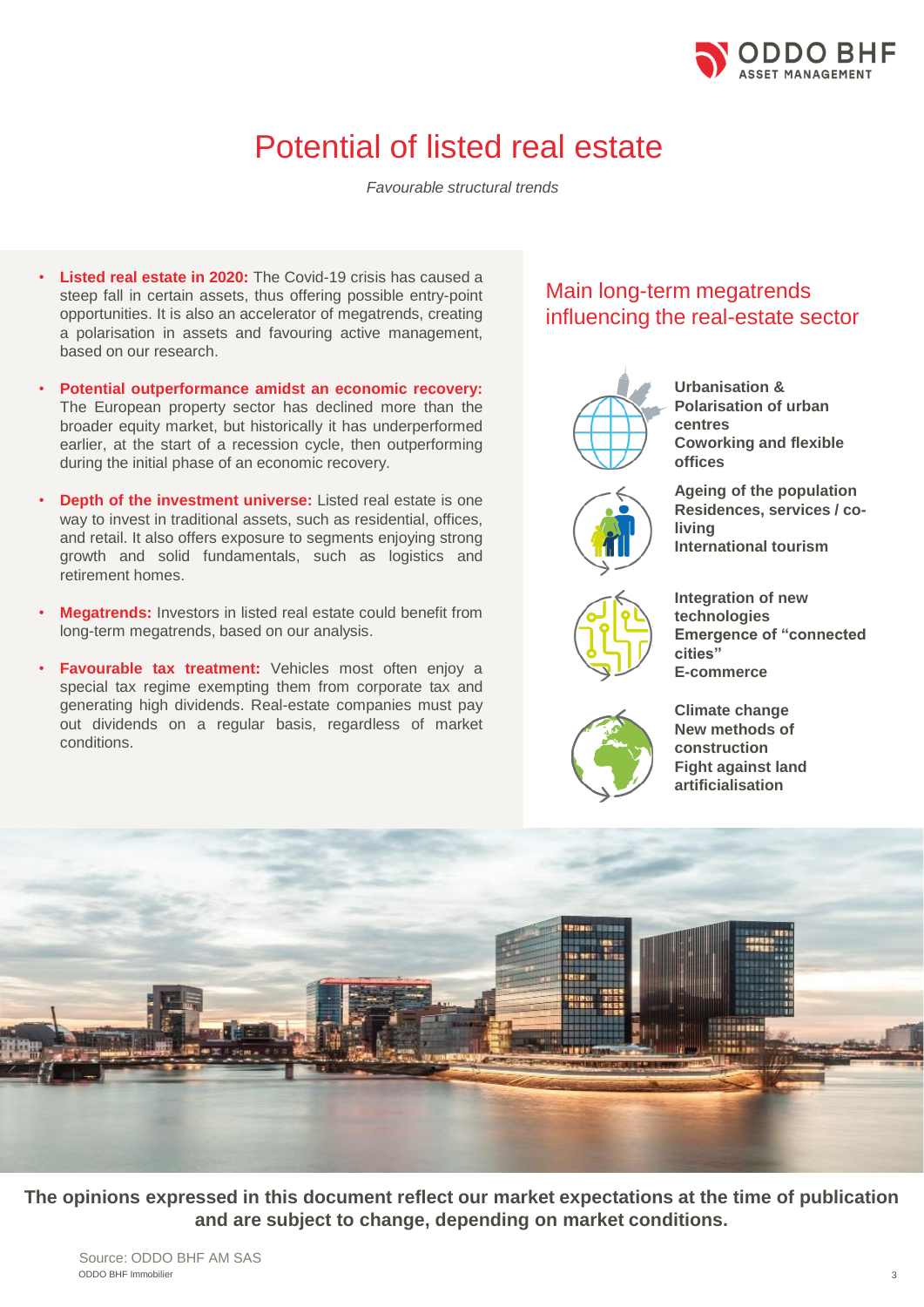# Potential of listed real estate

*Favourable structural trends*

- **Listed real estate in 2020:** The Covid-19 crisis has caused a steep fall in certain assets, thus offering possible entry-point opportunities. It is also an accelerator of megatrends, creating a polarisation in assets and favouring active management, based on our research.
- **Potential outperformance amidst an economic recovery:** The European property sector has declined more than the broader equity market, but historically it has underperformed earlier, at the start of a recession cycle, then outperforming during the initial phase of an economic recovery.
- **Depth of the investment universe:** Listed real estate is one way to invest in traditional assets, such as residential, offices, and retail. It also offers exposure to segments enjoying strong growth and solid fundamentals, such as logistics and retirement homes.
- **Megatrends:** Investors in listed real estate could benefit from long-term megatrends, based on our analysis.
- **Favourable tax treatment:** Vehicles most often enjoy a special tax regime exempting them from corporate tax and generating high dividends. Real-estate companies must pay out dividends on a regular basis, regardless of market conditions.

## Main long-term megatrends influencing the real-estate sector

**Urbanisation & Polarisation of urban centres**
**Coworking and flexible offices**

**Ageing of the population**
**Residences, services / co-living**
**International tourism**

**Integration of new technologies**
**Emergence of "connected cities"**
**E-commerce**

**Climate change**
**New methods of construction**
**Fight against land artificialisation**

**The opinions expressed in this document reflect our market expectations at the time of publication and are subject to change, depending on market conditions.**

Source: ODDO BHF AM SAS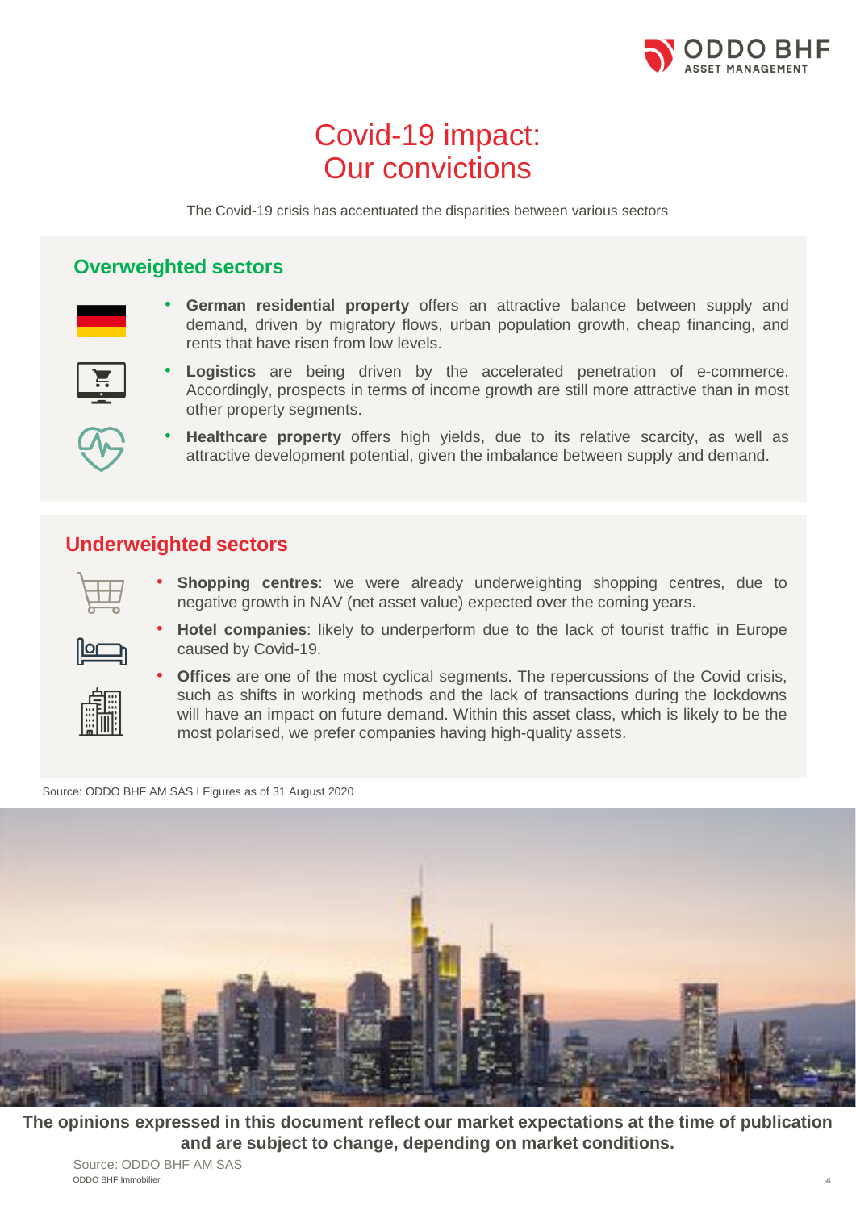# Covid-19 impact: Our convictions

The Covid-19 crisis has accentuated the disparities between various sectors

## Overweighted sectors

- **German residential property** offers an attractive balance between supply and demand, driven by migratory flows, urban population growth, cheap financing, and rents that have risen from low levels.
- **Logistics** are being driven by the accelerated penetration of e-commerce. Accordingly, prospects in terms of income growth are still more attractive than in most other property segments.
- **Healthcare property** offers high yields, due to its relative scarcity, as well as attractive development potential, given the imbalance between supply and demand.

## Underweighted sectors

- **Shopping centres**: we were already underweighting shopping centres, due to negative growth in NAV (net asset value) expected over the coming years.
- **Hotel companies**: likely to underperform due to the lack of tourist traffic in Europe caused by Covid-19.
- **Offices** are one of the most cyclical segments. The repercussions of the Covid crisis, such as shifts in working methods and the lack of transactions during the lockdowns will have an impact on future demand. Within this asset class, which is likely to be the most polarised, we prefer companies having high-quality assets.

Source: ODDO BHF AM SAS I Figures as of 31 August 2020

**The opinions expressed in this document reflect our market expectations at the time of publication and are subject to change, depending on market conditions.**

Source: ODDO BHF AM SAS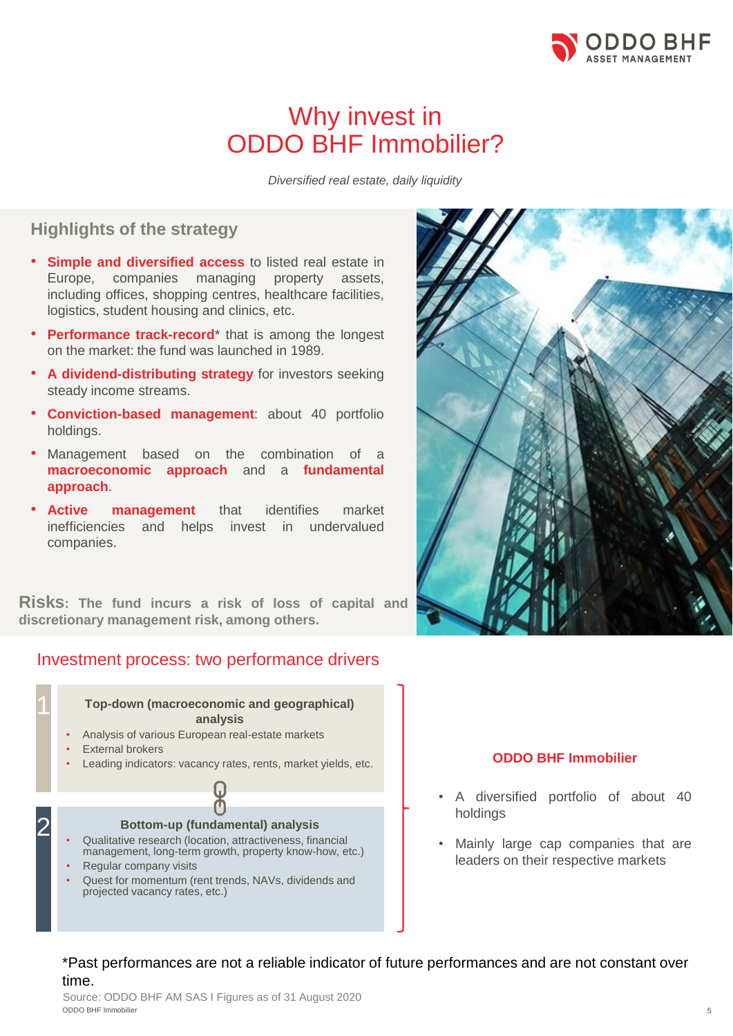# Why invest in ODDO BHF Immobilier?

*Diversified real estate, daily liquidity*

## Highlights of the strategy

- **Simple and diversified access** to listed real estate in Europe, companies managing property assets, including offices, shopping centres, healthcare facilities, logistics, student housing and clinics, etc.
- **Performance track-record*** that is among the longest on the market: the fund was launched in 1989.
- **A dividend-distributing strategy** for investors seeking steady income streams.
- **Conviction-based management**: about 40 portfolio holdings.
- Management based on the combination of a **macroeconomic approach** and a **fundamental approach**.
- **Active management** that identifies market inefficiencies and helps invest in undervalued companies.

**Risks: The fund incurs a risk of loss of capital and discretionary management risk, among others.**

## Investment process: two performance drivers

**1 Top-down (macroeconomic and geographical) analysis**

- Analysis of various European real-estate markets
- External brokers
- Leading indicators: vacancy rates, rents, market yields, etc.

**2 Bottom-up (fundamental) analysis**

- Qualitative research (location, attractiveness, financial management, long-term growth, property know-how, etc.)
- Regular company visits
- Quest for momentum (rent trends, NAVs, dividends and projected vacancy rates, etc.)

**ODDO BHF Immobilier**

- A diversified portfolio of about 40 holdings
- Mainly large cap companies that are leaders on their respective markets

*Past performances are not a reliable indicator of future performances and are not constant over time.

Source: ODDO BHF AM SAS I Figures as of 31 August 2020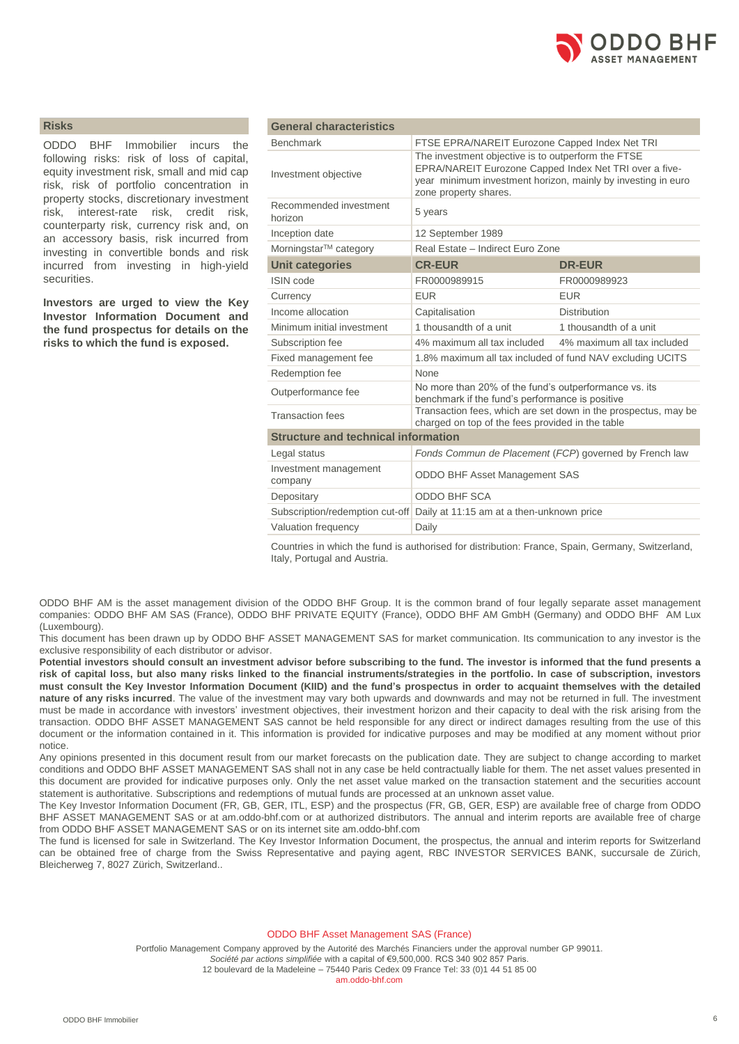## Risks

ODDO BHF Immobilier incurs the following risks: risk of loss of capital, equity investment risk, small and mid cap risk, risk of portfolio concentration in property stocks, discretionary investment risk, interest-rate risk, credit risk, counterparty risk, currency risk and, on an accessory basis, risk incurred from investing in convertible bonds and risk incurred from investing in high-yield securities.

**Investors are urged to view the Key Investor Information Document and the fund prospectus for details on the risks to which the fund is exposed.**

| General characteristics | | |
|---|---|---|
| Benchmark | FTSE EPRA/NAREIT Eurozone Capped Index Net TRI | |
| Investment objective | The investment objective is to outperform the FTSE EPRA/NAREIT Eurozone Capped Index Net TRI over a five-year minimum investment horizon, mainly by investing in euro zone property shares. | |
| Recommended investment horizon | 5 years | |
| Inception date | 12 September 1989 | |
| Morningstar™ category | Real Estate – Indirect Euro Zone | |
| **Unit categories** | **CR-EUR** | **DR-EUR** |
| ISIN code | FR0000989915 | FR0000989923 |
| Currency | EUR | EUR |
| Income allocation | Capitalisation | Distribution |
| Minimum initial investment | 1 thousandth of a unit | 1 thousandth of a unit |
| Subscription fee | 4% maximum all tax included | 4% maximum all tax included |
| Fixed management fee | 1.8% maximum all tax included of fund NAV excluding UCITS | |
| Redemption fee | None | |
| Outperformance fee | No more than 20% of the fund's outperformance vs. its benchmark if the fund's performance is positive | |
| Transaction fees | Transaction fees, which are set down in the prospectus, may be charged on top of the fees provided in the table | |
| **Structure and technical information** | | |
| Legal status | *Fonds Commun de Placement* (*FCP*) governed by French law | |
| Investment management company | ODDO BHF Asset Management SAS | |
| Depositary | ODDO BHF SCA | |
| Subscription/redemption cut-off | Daily at 11:15 am at a then-unknown price | |
| Valuation frequency | Daily | |

Countries in which the fund is authorised for distribution: France, Spain, Germany, Switzerland, Italy, Portugal and Austria.

ODDO BHF AM is the asset management division of the ODDO BHF Group. It is the common brand of four legally separate asset management companies: ODDO BHF AM SAS (France), ODDO BHF PRIVATE EQUITY (France), ODDO BHF AM GmbH (Germany) and ODDO BHF AM Lux (Luxembourg).
This document has been drawn up by ODDO BHF ASSET MANAGEMENT SAS for market communication. Its communication to any investor is the exclusive responsibility of each distributor or advisor.
**Potential investors should consult an investment advisor before subscribing to the fund. The investor is informed that the fund presents a risk of capital loss, but also many risks linked to the financial instruments/strategies in the portfolio. In case of subscription, investors must consult the Key Investor Information Document (KIID) and the fund's prospectus in order to acquaint themselves with the detailed nature of any risks incurred**. The value of the investment may vary both upwards and downwards and may not be returned in full. The investment must be made in accordance with investors' investment objectives, their investment horizon and their capacity to deal with the risk arising from the transaction. ODDO BHF ASSET MANAGEMENT SAS cannot be held responsible for any direct or indirect damages resulting from the use of this document or the information contained in it. This information is provided for indicative purposes and may be modified at any moment without prior notice.
Any opinions presented in this document result from our market forecasts on the publication date. They are subject to change according to market conditions and ODDO BHF ASSET MANAGEMENT SAS shall not in any case be held contractually liable for them. The net asset values presented in this document are provided for indicative purposes only. Only the net asset value marked on the transaction statement and the securities account statement is authoritative. Subscriptions and redemptions of mutual funds are processed at an unknown asset value.
The Key Investor Information Document (FR, GB, GER, ITL, ESP) and the prospectus (FR, GB, GER, ESP) are available free of charge from ODDO BHF ASSET MANAGEMENT SAS or at am.oddo-bhf.com or at authorized distributors. The annual and interim reports are available free of charge from ODDO BHF ASSET MANAGEMENT SAS or on its internet site am.oddo-bhf.com
The fund is licensed for sale in Switzerland. The Key Investor Information Document, the prospectus, the annual and interim reports for Switzerland can be obtained free of charge from the Swiss Representative and paying agent, RBC INVESTOR SERVICES BANK, succursale de Zürich, Bleicherweg 7, 8027 Zürich, Switzerland..

ODDO BHF Asset Management SAS (France)

Portfolio Management Company approved by the Autorité des Marchés Financiers under the approval number GP 99011.
*Société par actions simplifiée* with a capital of €9,500,000. RCS 340 902 857 Paris.
12 boulevard de la Madeleine – 75440 Paris Cedex 09 France Tel: 33 (0)1 44 51 85 00
am.oddo-bhf.com